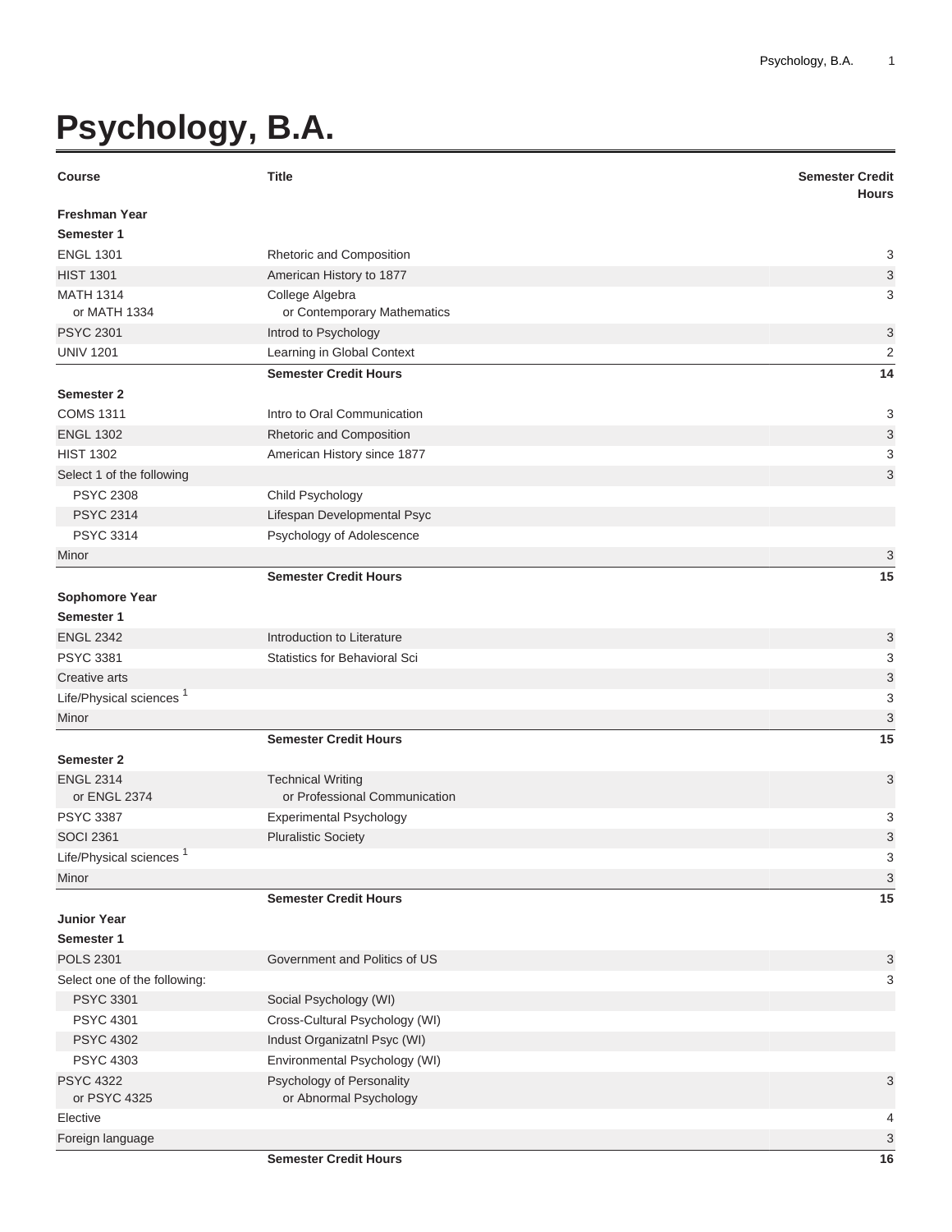# Psychology, B.A.

| Course | Title | Semester Credit Hours |
|---|---|---|
| **Freshman Year** | | |
| **Semester 1** | | |
| ENGL 1301 | Rhetoric and Composition | 3 |
| HIST 1301 | American History to 1877 | 3 |
| MATH 1314 or MATH 1334 | College Algebra or Contemporary Mathematics | 3 |
| PSYC 2301 | Introd to Psychology | 3 |
| UNIV 1201 | Learning in Global Context | 2 |
| | **Semester Credit Hours** | **14** |
| **Semester 2** | | |
| COMS 1311 | Intro to Oral Communication | 3 |
| ENGL 1302 | Rhetoric and Composition | 3 |
| HIST 1302 | American History since 1877 | 3 |
| Select 1 of the following | | 3 |
| PSYC 2308 | Child Psychology | |
| PSYC 2314 | Lifespan Developmental Psyc | |
| PSYC 3314 | Psychology of Adolescence | |
| Minor | | 3 |
| | **Semester Credit Hours** | **15** |
| **Sophomore Year** | | |
| **Semester 1** | | |
| ENGL 2342 | Introduction to Literature | 3 |
| PSYC 3381 | Statistics for Behavioral Sci | 3 |
| Creative arts | | 3 |
| Life/Physical sciences [1] | | 3 |
| Minor | | 3 |
| | **Semester Credit Hours** | **15** |
| **Semester 2** | | |
| ENGL 2314 or ENGL 2374 | Technical Writing or Professional Communication | 3 |
| PSYC 3387 | Experimental Psychology | 3 |
| SOCI 2361 | Pluralistic Society | 3 |
| Life/Physical sciences [1] | | 3 |
| Minor | | 3 |
| | **Semester Credit Hours** | **15** |
| **Junior Year** | | |
| **Semester 1** | | |
| POLS 2301 | Government and Politics of US | 3 |
| Select one of the following: | | 3 |
| PSYC 3301 | Social Psychology (WI) | |
| PSYC 4301 | Cross-Cultural Psychology (WI) | |
| PSYC 4302 | Indust Organizatnl Psyc (WI) | |
| PSYC 4303 | Environmental Psychology (WI) | |
| PSYC 4322 or PSYC 4325 | Psychology of Personality or Abnormal Psychology | 3 |
| Elective | | 4 |
| Foreign language | | 3 |
| | **Semester Credit Hours** | **16** |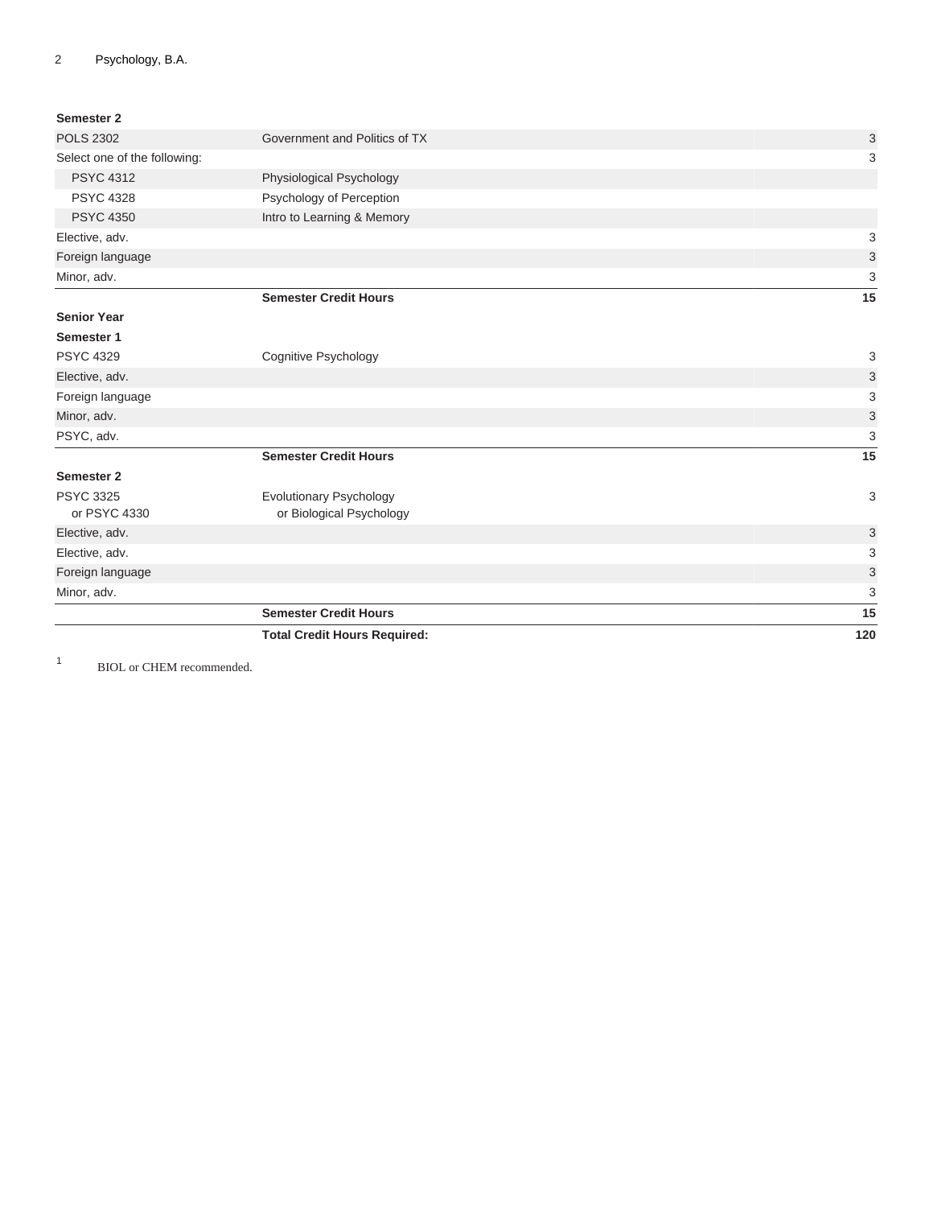| | | |
|---|---|---|
| **Semester 2** | | |
| POLS 2302 | Government and Politics of TX | 3 |
| Select one of the following: | | 3 |
| PSYC 4312 | Physiological Psychology | |
| PSYC 4328 | Psychology of Perception | |
| PSYC 4350 | Intro to Learning & Memory | |
| Elective, adv. | | 3 |
| Foreign language | | 3 |
| Minor, adv. | | 3 |
| | **Semester Credit Hours** | **15** |
| **Senior Year** | | |
| **Semester 1** | | |
| PSYC 4329 | Cognitive Psychology | 3 |
| Elective, adv. | | 3 |
| Foreign language | | 3 |
| Minor, adv. | | 3 |
| PSYC, adv. | | 3 |
| | **Semester Credit Hours** | **15** |
| **Semester 2** | | |
| PSYC 3325<br>or PSYC 4330 | Evolutionary Psychology<br>or Biological Psychology | 3 |
| Elective, adv. | | 3 |
| Elective, adv. | | 3 |
| Foreign language | | 3 |
| Minor, adv. | | 3 |
| | **Semester Credit Hours** | **15** |
| | **Total Credit Hours Required:** | **120** |

[1] BIOL or CHEM recommended.